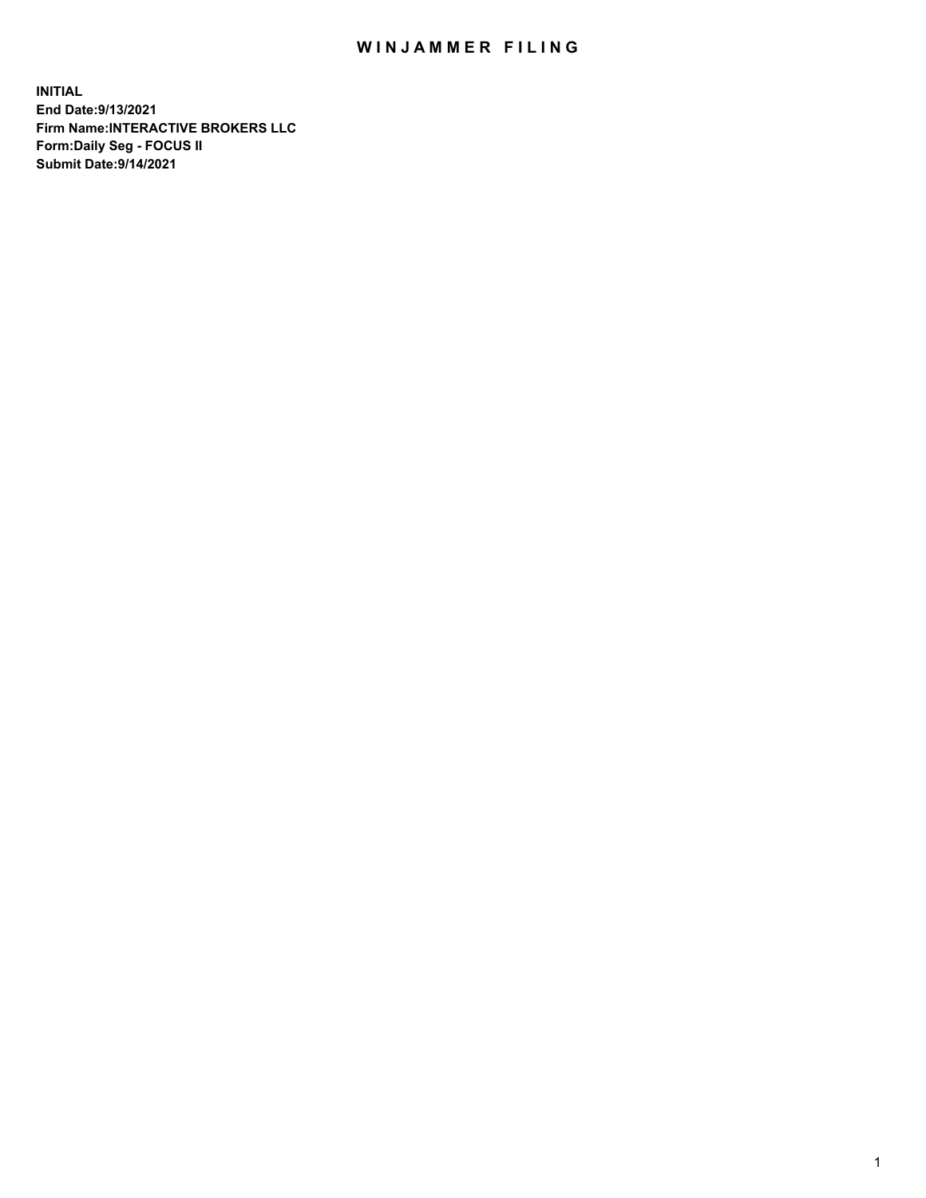# WINJAMMER FILING

**INITIAL**
**End Date:9/13/2021**
**Firm Name:INTERACTIVE BROKERS LLC**
**Form:Daily Seg - FOCUS II**
**Submit Date:9/14/2021**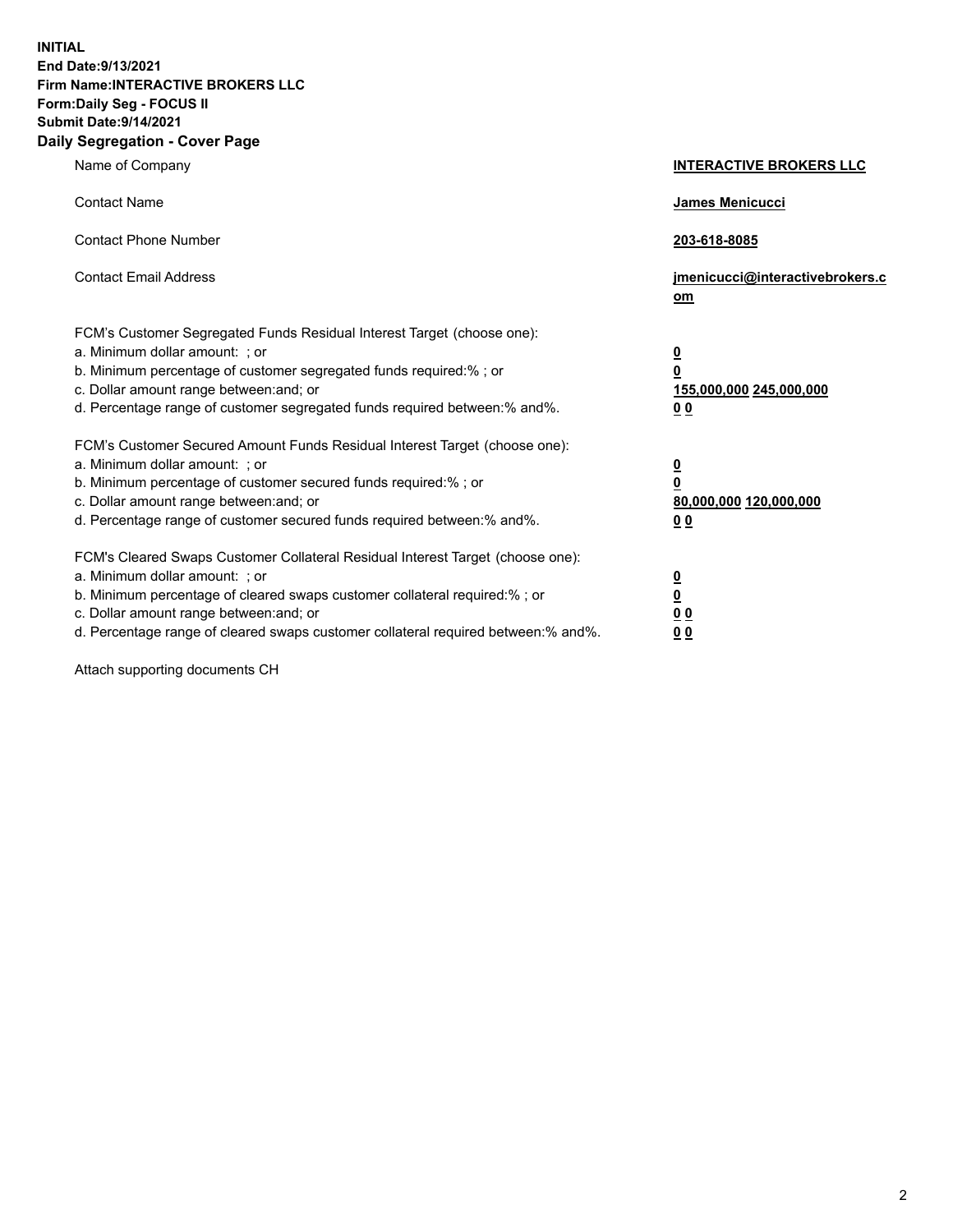**INITIAL**
**End Date:9/13/2021**
**Firm Name:INTERACTIVE BROKERS LLC**
**Form:Daily Seg - FOCUS II**
**Submit Date:9/14/2021**

## Daily Segregation - Cover Page

| | |
|---|---|
| Name of Company | **INTERACTIVE BROKERS LLC** |
| Contact Name | **James Menicucci** |
| Contact Phone Number | **203-618-8085** |
| Contact Email Address | **jmenicucci@interactivebrokers.com** |

FCM's Customer Segregated Funds Residual Interest Target (choose one):

| | |
|---|---|
| a. Minimum dollar amount: ; or | **0** |
| b. Minimum percentage of customer segregated funds required:% ; or | **0** |
| c. Dollar amount range between:and; or | **155,000,000 245,000,000** |
| d. Percentage range of customer segregated funds required between:% and%. | **0 0** |

FCM's Customer Secured Amount Funds Residual Interest Target (choose one):

| | |
|---|---|
| a. Minimum dollar amount: ; or | **0** |
| b. Minimum percentage of customer secured funds required:% ; or | **0** |
| c. Dollar amount range between:and; or | **80,000,000 120,000,000** |
| d. Percentage range of customer secured funds required between:% and%. | **0 0** |

FCM's Cleared Swaps Customer Collateral Residual Interest Target (choose one):

| | |
|---|---|
| a. Minimum dollar amount: ; or | **0** |
| b. Minimum percentage of cleared swaps customer collateral required:% ; or | **0** |
| c. Dollar amount range between:and; or | **0 0** |
| d. Percentage range of cleared swaps customer collateral required between:% and%. | **0 0** |

Attach supporting documents CH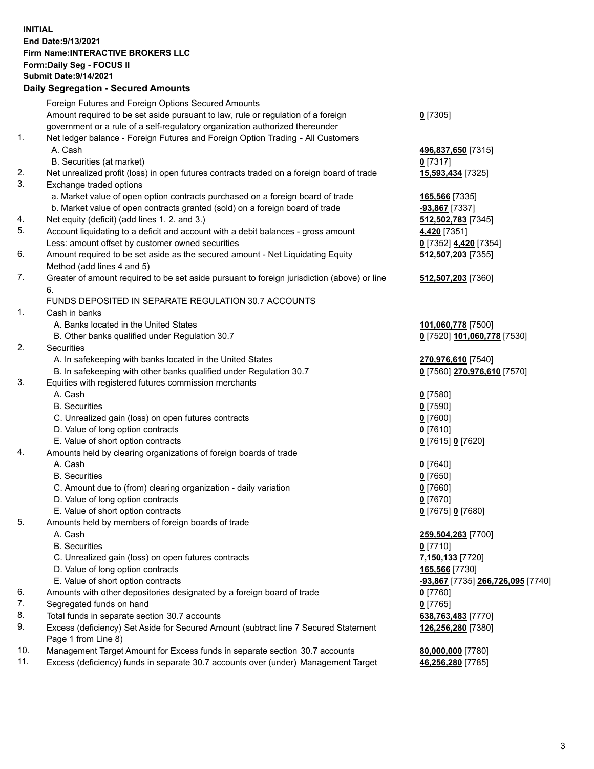**INITIAL**
**End Date:9/13/2021**
**Firm Name:INTERACTIVE BROKERS LLC**
**Form:Daily Seg - FOCUS II**
**Submit Date:9/14/2021**

### Daily Segregation - Secured Amounts

| | | |
|---|---|---|
| | Foreign Futures and Foreign Options Secured Amounts | |
| | Amount required to be set aside pursuant to law, rule or regulation of a foreign government or a rule of a self-regulatory organization authorized thereunder | **0** [7305] |
| 1. | Net ledger balance - Foreign Futures and Foreign Option Trading - All Customers | |
| | A. Cash | **496,837,650** [7315] |
| | B. Securities (at market) | **0** [7317] |
| 2. | Net unrealized profit (loss) in open futures contracts traded on a foreign board of trade | **15,593,434** [7325] |
| 3. | Exchange traded options | |
| | a. Market value of open option contracts purchased on a foreign board of trade | **165,566** [7335] |
| | b. Market value of open contracts granted (sold) on a foreign board of trade | **-93,867** [7337] |
| 4. | Net equity (deficit) (add lines 1. 2. and 3.) | **512,502,783** [7345] |
| 5. | Account liquidating to a deficit and account with a debit balances - gross amount | **4,420** [7351] |
| | Less: amount offset by customer owned securities | **0** [7352] **4,420** [7354] |
| 6. | Amount required to be set aside as the secured amount - Net Liquidating Equity Method (add lines 4 and 5) | **512,507,203** [7355] |
| 7. | Greater of amount required to be set aside pursuant to foreign jurisdiction (above) or line 6. | **512,507,203** [7360] |
| | FUNDS DEPOSITED IN SEPARATE REGULATION 30.7 ACCOUNTS | |
| 1. | Cash in banks | |
| | A. Banks located in the United States | **101,060,778** [7500] |
| | B. Other banks qualified under Regulation 30.7 | **0** [7520] **101,060,778** [7530] |
| 2. | Securities | |
| | A. In safekeeping with banks located in the United States | **270,976,610** [7540] |
| | B. In safekeeping with other banks qualified under Regulation 30.7 | **0** [7560] **270,976,610** [7570] |
| 3. | Equities with registered futures commission merchants | |
| | A. Cash | **0** [7580] |
| | B. Securities | **0** [7590] |
| | C. Unrealized gain (loss) on open futures contracts | **0** [7600] |
| | D. Value of long option contracts | **0** [7610] |
| | E. Value of short option contracts | **0** [7615] **0** [7620] |
| 4. | Amounts held by clearing organizations of foreign boards of trade | |
| | A. Cash | **0** [7640] |
| | B. Securities | **0** [7650] |
| | C. Amount due to (from) clearing organization - daily variation | **0** [7660] |
| | D. Value of long option contracts | **0** [7670] |
| | E. Value of short option contracts | **0** [7675] **0** [7680] |
| 5. | Amounts held by members of foreign boards of trade | |
| | A. Cash | **259,504,263** [7700] |
| | B. Securities | **0** [7710] |
| | C. Unrealized gain (loss) on open futures contracts | **7,150,133** [7720] |
| | D. Value of long option contracts | **165,566** [7730] |
| | E. Value of short option contracts | **-93,867** [7735] **266,726,095** [7740] |
| 6. | Amounts with other depositories designated by a foreign board of trade | **0** [7760] |
| 7. | Segregated funds on hand | **0** [7765] |
| 8. | Total funds in separate section 30.7 accounts | **638,763,483** [7770] |
| 9. | Excess (deficiency) Set Aside for Secured Amount (subtract line 7 Secured Statement Page 1 from Line 8) | **126,256,280** [7380] |
| 10. | Management Target Amount for Excess funds in separate section 30.7 accounts | **80,000,000** [7780] |
| 11. | Excess (deficiency) funds in separate 30.7 accounts over (under) Management Target | **46,256,280** [7785] |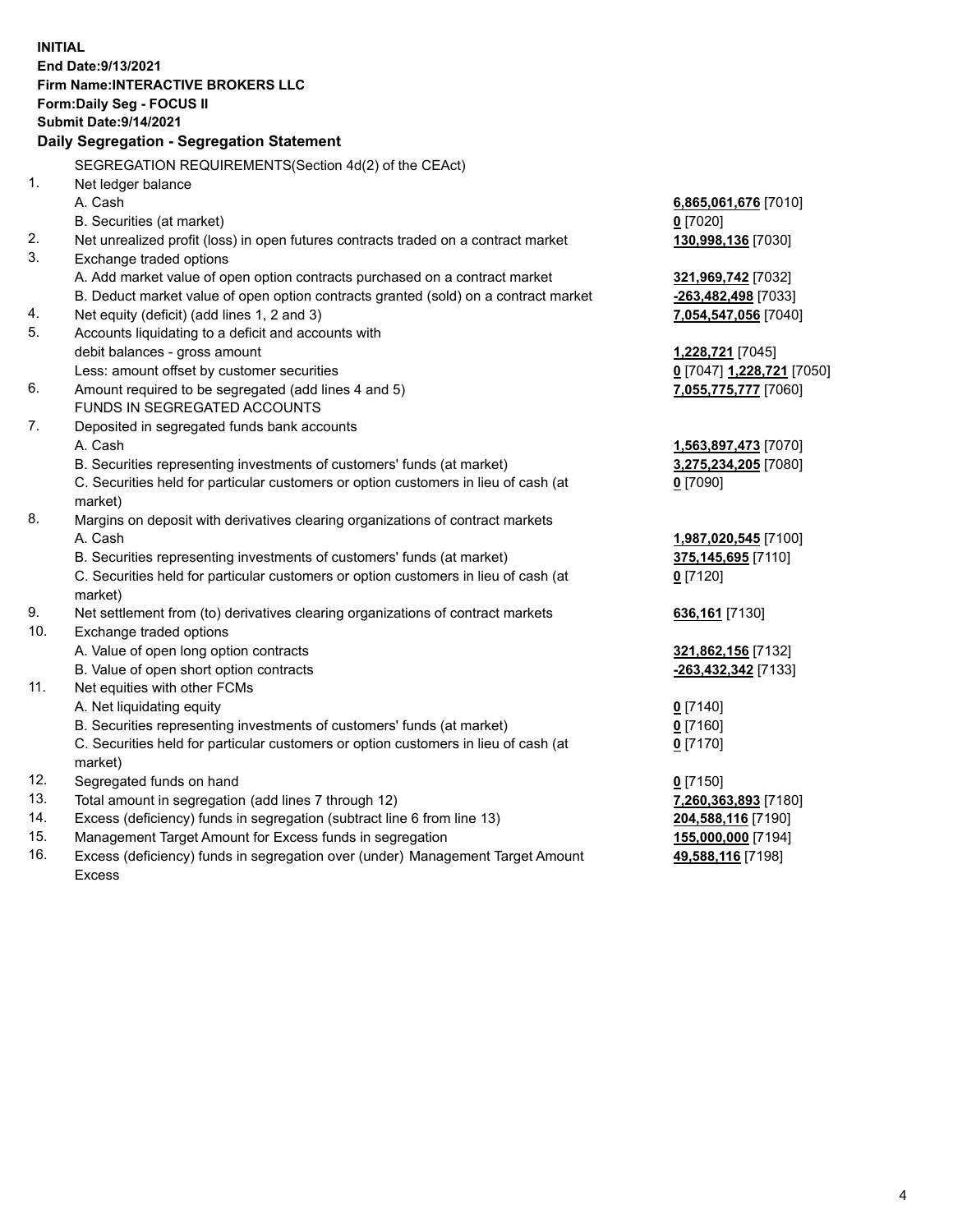**INITIAL**
**End Date:9/13/2021**
**Firm Name:INTERACTIVE BROKERS LLC**
**Form:Daily Seg - FOCUS II**
**Submit Date:9/14/2021**

**Daily Segregation - Segregation Statement**

SEGREGATION REQUIREMENTS(Section 4d(2) of the CEAct)

| | | |
|---|---|---|
| 1. | Net ledger balance | |
| | A. Cash | **6,865,061,676** [7010] |
| | B. Securities (at market) | **0** [7020] |
| 2. | Net unrealized profit (loss) in open futures contracts traded on a contract market | **130,998,136** [7030] |
| 3. | Exchange traded options | |
| | A. Add market value of open option contracts purchased on a contract market | **321,969,742** [7032] |
| | B. Deduct market value of open option contracts granted (sold) on a contract market | **-263,482,498** [7033] |
| 4. | Net equity (deficit) (add lines 1, 2 and 3) | **7,054,547,056** [7040] |
| 5. | Accounts liquidating to a deficit and accounts with debit balances - gross amount | **1,228,721** [7045] |
| | Less: amount offset by customer securities | **0** [7047] **1,228,721** [7050] |
| 6. | Amount required to be segregated (add lines 4 and 5) | **7,055,775,777** [7060] |
| | FUNDS IN SEGREGATED ACCOUNTS | |
| 7. | Deposited in segregated funds bank accounts | |
| | A. Cash | **1,563,897,473** [7070] |
| | B. Securities representing investments of customers' funds (at market) | **3,275,234,205** [7080] |
| | C. Securities held for particular customers or option customers in lieu of cash (at market) | **0** [7090] |
| 8. | Margins on deposit with derivatives clearing organizations of contract markets | |
| | A. Cash | **1,987,020,545** [7100] |
| | B. Securities representing investments of customers' funds (at market) | **375,145,695** [7110] |
| | C. Securities held for particular customers or option customers in lieu of cash (at market) | **0** [7120] |
| 9. | Net settlement from (to) derivatives clearing organizations of contract markets | **636,161** [7130] |
| 10. | Exchange traded options | |
| | A. Value of open long option contracts | **321,862,156** [7132] |
| | B. Value of open short option contracts | **-263,432,342** [7133] |
| 11. | Net equities with other FCMs | |
| | A. Net liquidating equity | **0** [7140] |
| | B. Securities representing investments of customers' funds (at market) | **0** [7160] |
| | C. Securities held for particular customers or option customers in lieu of cash (at market) | **0** [7170] |
| 12. | Segregated funds on hand | **0** [7150] |
| 13. | Total amount in segregation (add lines 7 through 12) | **7,260,363,893** [7180] |
| 14. | Excess (deficiency) funds in segregation (subtract line 6 from line 13) | **204,588,116** [7190] |
| 15. | Management Target Amount for Excess funds in segregation | **155,000,000** [7194] |
| 16. | Excess (deficiency) funds in segregation over (under) Management Target Amount Excess | **49,588,116** [7198] |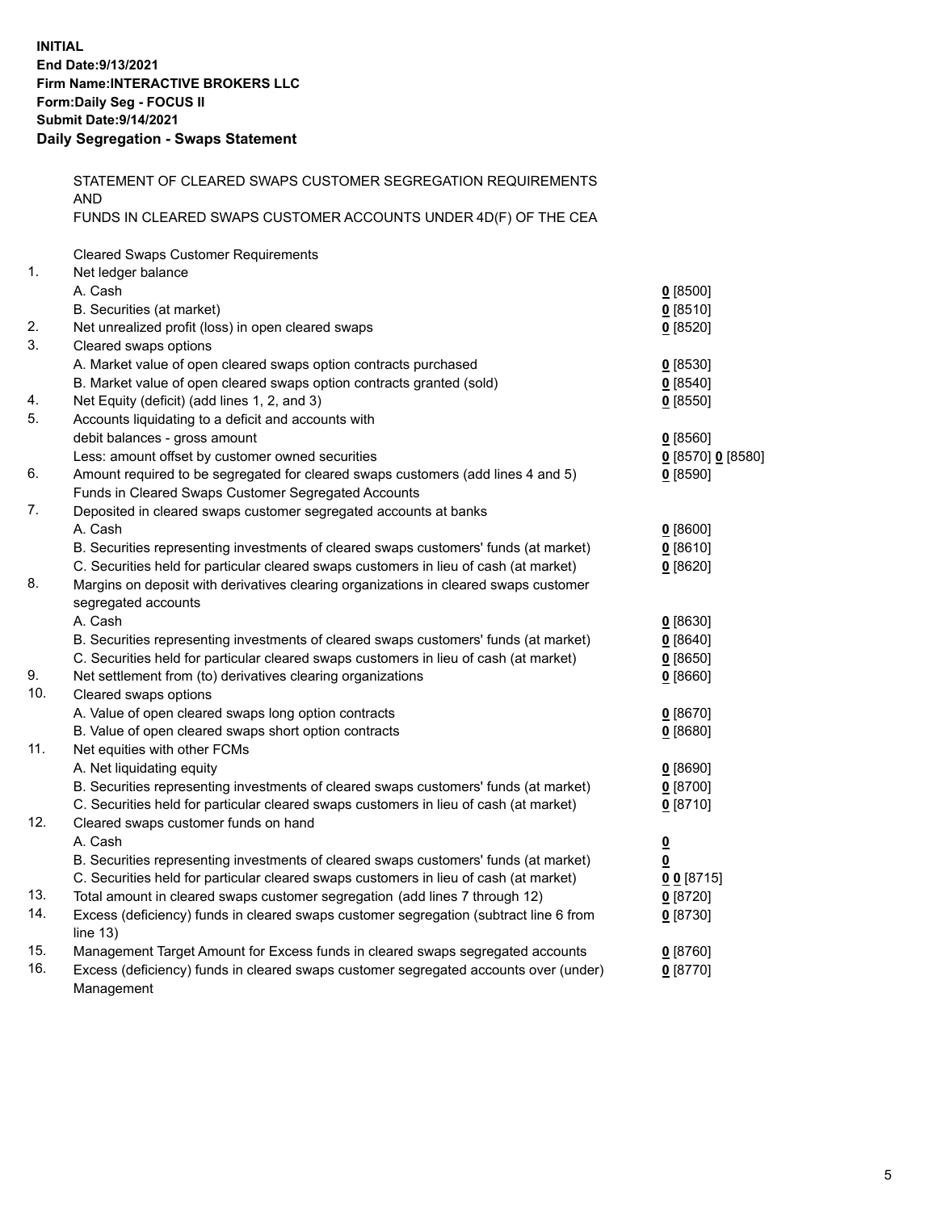**INITIAL**
**End Date:9/13/2021**
**Firm Name:INTERACTIVE BROKERS LLC**
**Form:Daily Seg - FOCUS II**
**Submit Date:9/14/2021**
**Daily Segregation - Swaps Statement**

STATEMENT OF CLEARED SWAPS CUSTOMER SEGREGATION REQUIREMENTS AND FUNDS IN CLEARED SWAPS CUSTOMER ACCOUNTS UNDER 4D(F) OF THE CEA

| | | |
|---|---|---|
| | Cleared Swaps Customer Requirements | |
| 1. | Net ledger balance | |
| | A. Cash | 0 [8500] |
| | B. Securities (at market) | 0 [8510] |
| 2. | Net unrealized profit (loss) in open cleared swaps | 0 [8520] |
| 3. | Cleared swaps options | |
| | A. Market value of open cleared swaps option contracts purchased | 0 [8530] |
| | B. Market value of open cleared swaps option contracts granted (sold) | 0 [8540] |
| 4. | Net Equity (deficit) (add lines 1, 2, and 3) | 0 [8550] |
| 5. | Accounts liquidating to a deficit and accounts with debit balances - gross amount | 0 [8560] |
| | Less: amount offset by customer owned securities | 0 [8570] 0 [8580] |
| 6. | Amount required to be segregated for cleared swaps customers (add lines 4 and 5) | 0 [8590] |
| | Funds in Cleared Swaps Customer Segregated Accounts | |
| 7. | Deposited in cleared swaps customer segregated accounts at banks | |
| | A. Cash | 0 [8600] |
| | B. Securities representing investments of cleared swaps customers' funds (at market) | 0 [8610] |
| | C. Securities held for particular cleared swaps customers in lieu of cash (at market) | 0 [8620] |
| 8. | Margins on deposit with derivatives clearing organizations in cleared swaps customer segregated accounts | |
| | A. Cash | 0 [8630] |
| | B. Securities representing investments of cleared swaps customers' funds (at market) | 0 [8640] |
| | C. Securities held for particular cleared swaps customers in lieu of cash (at market) | 0 [8650] |
| 9. | Net settlement from (to) derivatives clearing organizations | 0 [8660] |
| 10. | Cleared swaps options | |
| | A. Value of open cleared swaps long option contracts | 0 [8670] |
| | B. Value of open cleared swaps short option contracts | 0 [8680] |
| 11. | Net equities with other FCMs | |
| | A. Net liquidating equity | 0 [8690] |
| | B. Securities representing investments of cleared swaps customers' funds (at market) | 0 [8700] |
| | C. Securities held for particular cleared swaps customers in lieu of cash (at market) | 0 [8710] |
| 12. | Cleared swaps customer funds on hand | |
| | A. Cash | 0 |
| | B. Securities representing investments of cleared swaps customers' funds (at market) | 0 |
| | C. Securities held for particular cleared swaps customers in lieu of cash (at market) | 0 0 [8715] |
| 13. | Total amount in cleared swaps customer segregation (add lines 7 through 12) | 0 [8720] |
| 14. | Excess (deficiency) funds in cleared swaps customer segregation (subtract line 6 from line 13) | 0 [8730] |
| 15. | Management Target Amount for Excess funds in cleared swaps segregated accounts | 0 [8760] |
| 16. | Excess (deficiency) funds in cleared swaps customer segregated accounts over (under) Management | 0 [8770] |